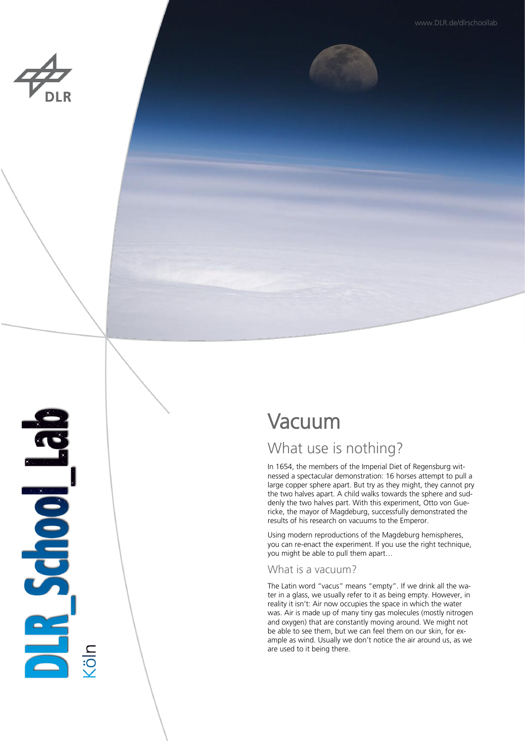DLR_School_Lab Köln

# Vacuum

## What use is nothing?

In 1654, the members of the Imperial Diet of Regensburg witnessed a spectacular demonstration: 16 horses attempt to pull a large copper sphere apart. But try as they might, they cannot pry the two halves apart. A child walks towards the sphere and suddenly the two halves part. With this experiment, Otto von Guericke, the mayor of Magdeburg, successfully demonstrated the results of his research on vacuums to the Emperor.

Using modern reproductions of the Magdeburg hemispheres, you can re-enact the experiment. If you use the right technique, you might be able to pull them apart…

### What is a vacuum?

The Latin word "vacus" means "empty". If we drink all the water in a glass, we usually refer to it as being empty. However, in reality it isn't: Air now occupies the space in which the water was. Air is made up of many tiny gas molecules (mostly nitrogen and oxygen) that are constantly moving around. We might not be able to see them, but we can feel them on our skin, for example as wind. Usually we don't notice the air around us, as we are used to it being there.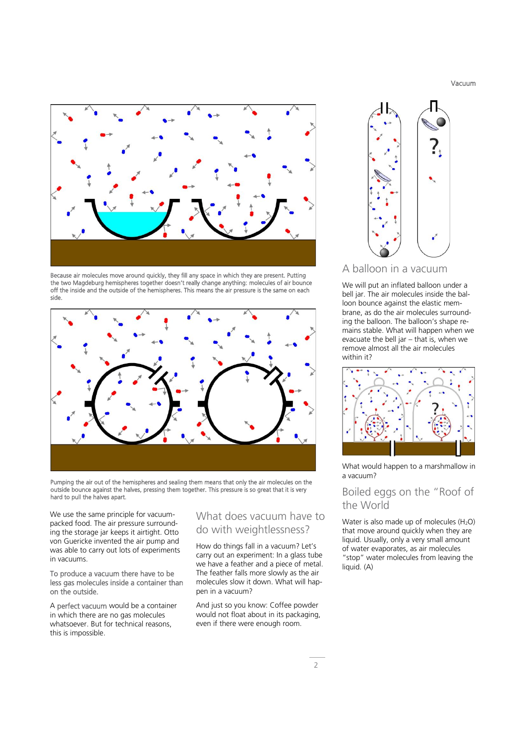Because air molecules move around quickly, they fill any space in which they are present. Putting the two Magdeburg hemispheres together doesn't really change anything: molecules of air bounce off the inside and the outside of the hemispheres. This means the air pressure is the same on each side.

Pumping the air out of the hemispheres and sealing them means that only the air molecules on the outside bounce against the halves, pressing them together. This pressure is so great that it is very hard to pull the halves apart.

We use the same principle for vacuum-packed food. The air pressure surrounding the storage jar keeps it airtight. Otto von Guericke invented the air pump and was able to carry out lots of experiments in vacuums.

To produce a vacuum there have to be less gas molecules inside a container than on the outside.

A perfect vacuum would be a container in which there are no gas molecules whatsoever. But for technical reasons, this is impossible.

## What does vacuum have to do with weightlessness?

How do things fall in a vacuum? Let's carry out an experiment: In a glass tube we have a feather and a piece of metal. The feather falls more slowly as the air molecules slow it down. What will happen in a vacuum?

And just so you know: Coffee powder would not float about in its packaging, even if there were enough room.

## A balloon in a vacuum

We will put an inflated balloon under a bell jar. The air molecules inside the balloon bounce against the elastic membrane, as do the air molecules surrounding the balloon. The balloon's shape remains stable. What will happen when we evacuate the bell jar – that is, when we remove almost all the air molecules within it?

What would happen to a marshmallow in a vacuum?

## Boiled eggs on the "Roof of the World

Water is also made up of molecules ($H_2O$) that move around quickly when they are liquid. Usually, only a very small amount of water evaporates, as air molecules "stop" water molecules from leaving the liquid. (A)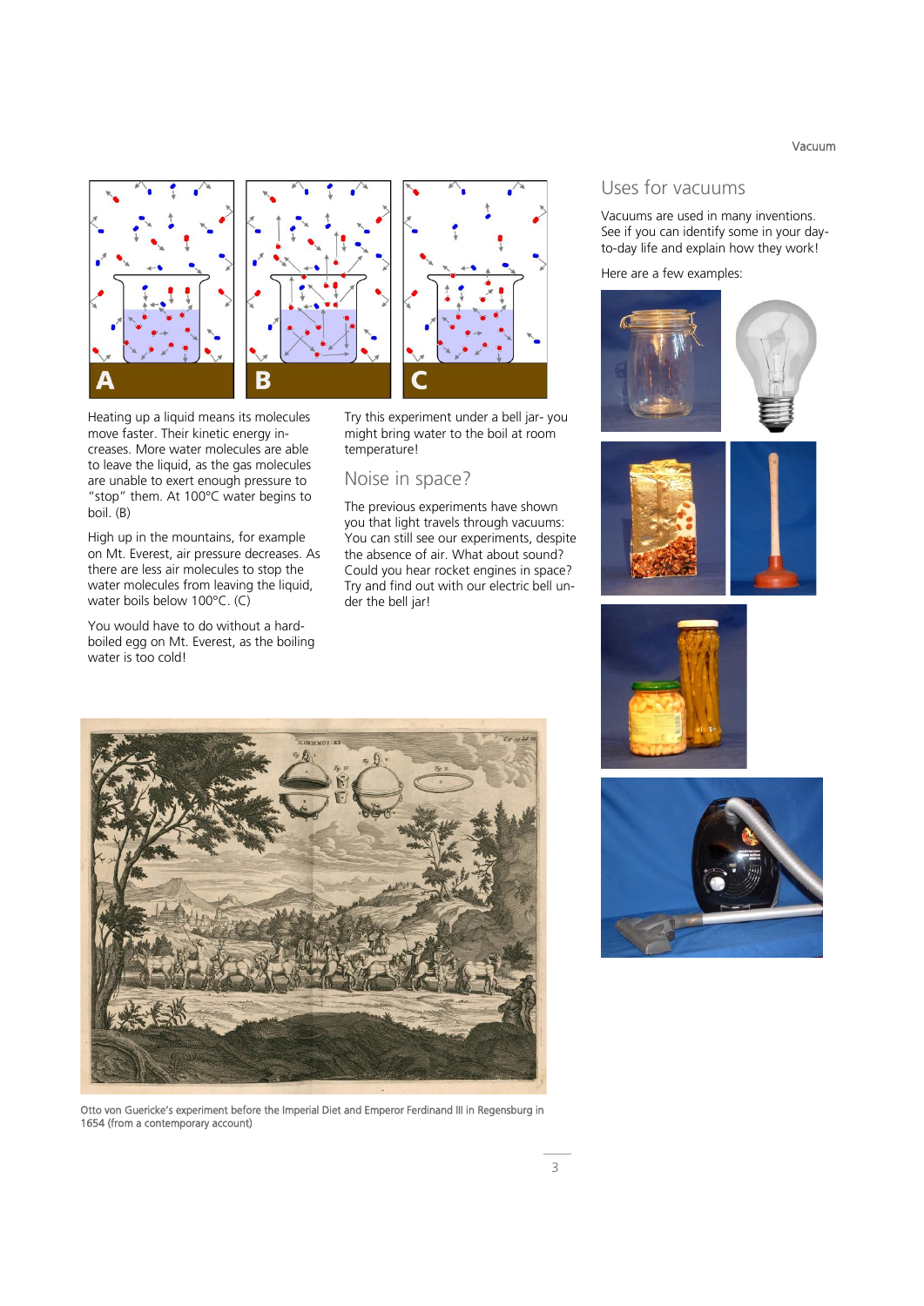Heating up a liquid means its molecules move faster. Their kinetic energy increases. More water molecules are able to leave the liquid, as the gas molecules are unable to exert enough pressure to "stop" them. At 100°C water begins to boil. (B)

High up in the mountains, for example on Mt. Everest, air pressure decreases. As there are less air molecules to stop the water molecules from leaving the liquid, water boils below 100°C. (C)

You would have to do without a hard-boiled egg on Mt. Everest, as the boiling water is too cold!

Try this experiment under a bell jar- you might bring water to the boil at room temperature!

## Noise in space?

The previous experiments have shown you that light travels through vacuums: You can still see our experiments, despite the absence of air. What about sound? Could you hear rocket engines in space? Try and find out with our electric bell under the bell jar!

Otto von Guericke's experiment before the Imperial Diet and Emperor Ferdinand III in Regensburg in 1654 (from a contemporary account)

## Uses for vacuums

Vacuums are used in many inventions. See if you can identify some in your day-to-day life and explain how they work!

Here are a few examples: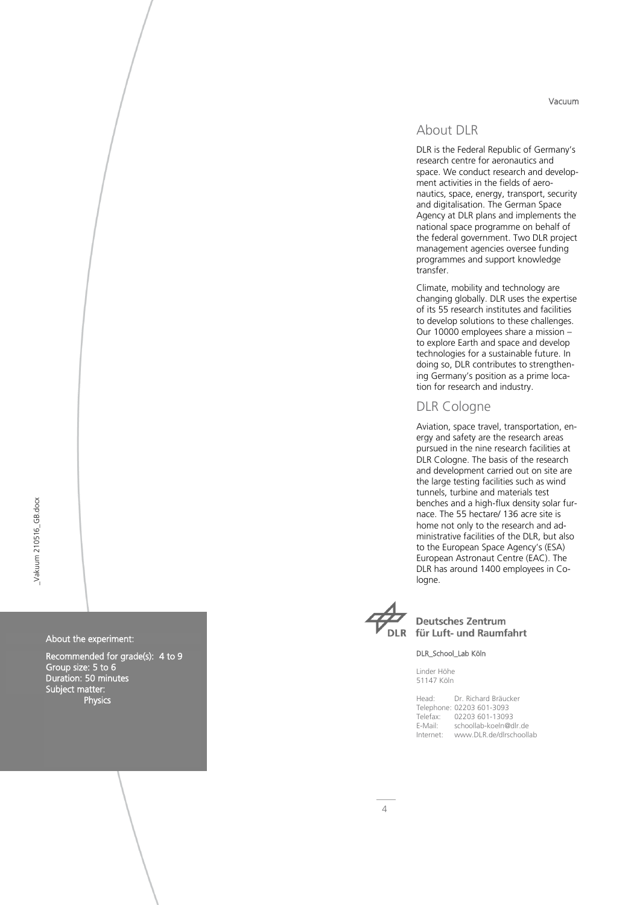## About DLR

DLR is the Federal Republic of Germany's research centre for aeronautics and space. We conduct research and development activities in the fields of aeronautics, space, energy, transport, security and digitalisation. The German Space Agency at DLR plans and implements the national space programme on behalf of the federal government. Two DLR project management agencies oversee funding programmes and support knowledge transfer.

Climate, mobility and technology are changing globally. DLR uses the expertise of its 55 research institutes and facilities to develop solutions to these challenges. Our 10000 employees share a mission – to explore Earth and space and develop technologies for a sustainable future. In doing so, DLR contributes to strengthening Germany's position as a prime location for research and industry.

## DLR Cologne

Aviation, space travel, transportation, energy and safety are the research areas pursued in the nine research facilities at DLR Cologne. The basis of the research and development carried out on site are the large testing facilities such as wind tunnels, turbine and materials test benches and a high-flux density solar furnace. The 55 hectare/ 136 acre site is home not only to the research and administrative facilities of the DLR, but also to the European Space Agency's (ESA) European Astronaut Centre (EAC). The DLR has around 1400 employees in Cologne.

**Deutsches Zentrum für Luft- und Raumfahrt**

DLR_School_Lab Köln

Linder Höhe
51147 Köln

Head: Dr. Richard Bräucker
Telephone: 02203 601-3093
Telefax: 02203 601-13093
E-Mail: schoollab-koeln@dlr.de
Internet: www.DLR.de/dlrschoollab

About the experiment:

Recommended for grade(s): 4 to 9
Group size: 5 to 6
Duration: 50 minutes
Subject matter:
Physics